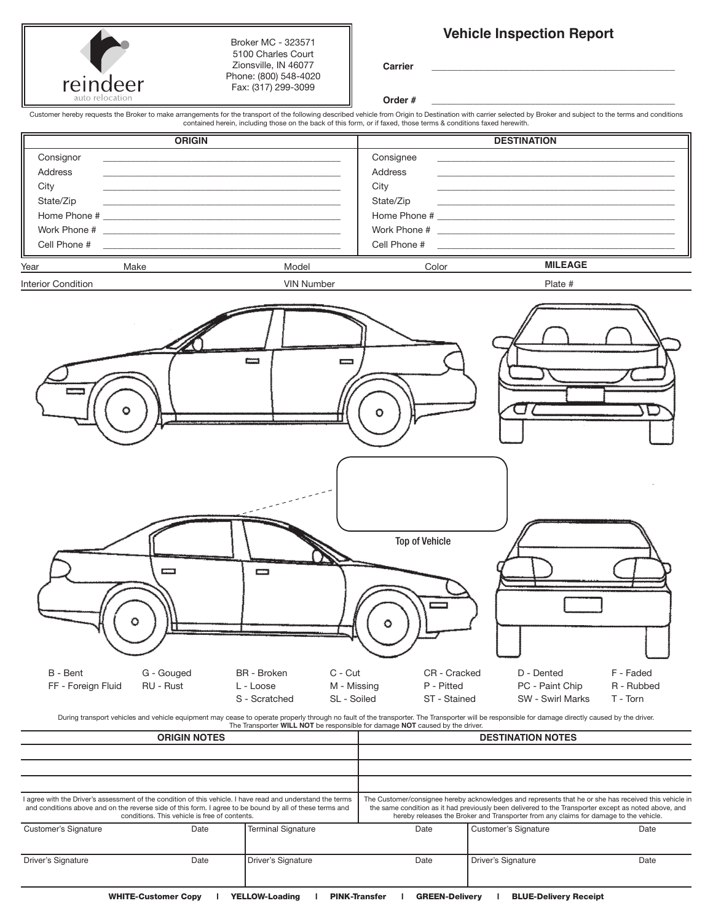reindeer
auto relocation

Broker MC - 323571
5100 Charles Court
Zionsville, IN 46077
Phone: (800) 548-4020
Fax: (317) 299-3099

# Vehicle Inspection Report

**Carrier** ______________________________

**Order #** ______________________________

Customer hereby requests the Broker to make arrangements for the transport of the following described vehicle from Origin to Destination with carrier selected by Broker and subject to the terms and conditions contained herein, including those on the back of this form, or if faxed, those terms & conditions faxed herewith.

| ORIGIN | | DESTINATION | |
|---|---|---|---|
| Consignor | | Consignee | |
| Address | | Address | |
| City | | City | |
| State/Zip | | State/Zip | |
| Home Phone # | | Home Phone # | |
| Work Phone # | | Work Phone # | |
| Cell Phone # | | Cell Phone # | |

| Year | Make | Model | Color | **MILEAGE** |
|---|---|---|---|---|
| | | | | |

| Interior Condition | VIN Number | Plate # |
|---|---|---|
| | | |

Top of Vehicle

| | | | | | | |
|---|---|---|---|---|---|---|
| B - Bent | G - Gouged | BR - Broken | C - Cut | CR - Cracked | D - Dented | F - Faded |
| FF - Foreign Fluid | RU - Rust | L - Loose | M - Missing | P - Pitted | PC - Paint Chip | R - Rubbed |
| | | S - Scratched | SL - Soiled | ST - Stained | SW - Swirl Marks | T - Torn |

During transport vehicles and vehicle equipment may cease to operate properly through no fault of the transporter. The Transporter will be responsible for damage directly caused by the driver. The Transporter **WILL NOT** be responsible for damage **NOT** caused by the driver.

| ORIGIN NOTES | DESTINATION NOTES |
|---|---|
| | |
| | |
| | |
| I agree with the Driver's assessment of the condition of this vehicle. I have read and understand the terms and conditions above and on the reverse side of this form. I agree to be bound by all of these terms and conditions. This vehicle is free of contents. | The Customer/consignee hereby acknowledges and represents that he or she has received this vehicle in the same condition as it had previously been delivered to the Transporter except as noted above, and hereby releases the Broker and Transporter from any claims for damage to the vehicle. |

| Customer's Signature | Date | Terminal Signature | Date | Customer's Signature | Date |
|---|---|---|---|---|---|
| Driver's Signature | Date | Driver's Signature | Date | Driver's Signature | Date |

**WHITE-Customer Copy** | **YELLOW-Loading** | **PINK-Transfer** | **GREEN-Delivery** | **BLUE-Delivery Receipt**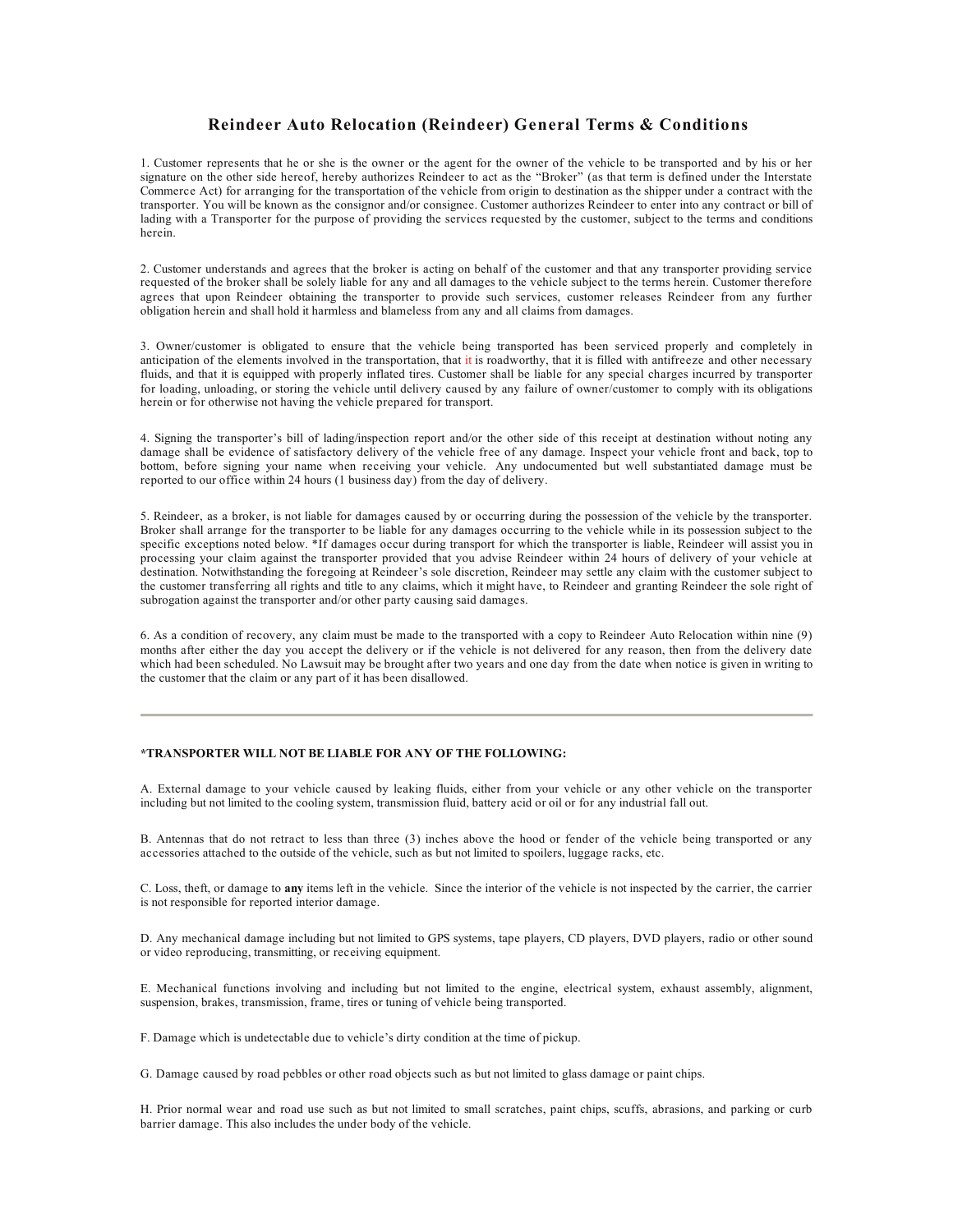## Reindeer Auto Relocation (Reindeer) General Terms & Conditions

1. Customer represents that he or she is the owner or the agent for the owner of the vehicle to be transported and by his or her signature on the other side hereof, hereby authorizes Reindeer to act as the "Broker" (as that term is defined under the Interstate Commerce Act) for arranging for the transportation of the vehicle from origin to destination as the shipper under a contract with the transporter. You will be known as the consignor and/or consignee. Customer authorizes Reindeer to enter into any contract or bill of lading with a Transporter for the purpose of providing the services requested by the customer, subject to the terms and conditions herein.

2. Customer understands and agrees that the broker is acting on behalf of the customer and that any transporter providing service requested of the broker shall be solely liable for any and all damages to the vehicle subject to the terms herein. Customer therefore agrees that upon Reindeer obtaining the transporter to provide such services, customer releases Reindeer from any further obligation herein and shall hold it harmless and blameless from any and all claims from damages.

3. Owner/customer is obligated to ensure that the vehicle being transported has been serviced properly and completely in anticipation of the elements involved in the transportation, that it is roadworthy, that it is filled with antifreeze and other necessary fluids, and that it is equipped with properly inflated tires. Customer shall be liable for any special charges incurred by transporter for loading, unloading, or storing the vehicle until delivery caused by any failure of owner/customer to comply with its obligations herein or for otherwise not having the vehicle prepared for transport.

4. Signing the transporter's bill of lading/inspection report and/or the other side of this receipt at destination without noting any damage shall be evidence of satisfactory delivery of the vehicle free of any damage. Inspect your vehicle front and back, top to bottom, before signing your name when receiving your vehicle. Any undocumented but well substantiated damage must be reported to our office within 24 hours (1 business day) from the day of delivery.

5. Reindeer, as a broker, is not liable for damages caused by or occurring during the possession of the vehicle by the transporter. Broker shall arrange for the transporter to be liable for any damages occurring to the vehicle while in its possession subject to the specific exceptions noted below. *If damages occur during transport for which the transporter is liable, Reindeer will assist you in processing your claim against the transporter provided that you advise Reindeer within 24 hours of delivery of your vehicle at destination. Notwithstanding the foregoing at Reindeer's sole discretion, Reindeer may settle any claim with the customer subject to the customer transferring all rights and title to any claims, which it might have, to Reindeer and granting Reindeer the sole right of subrogation against the transporter and/or other party causing said damages.

6. As a condition of recovery, any claim must be made to the transported with a copy to Reindeer Auto Relocation within nine (9) months after either the day you accept the delivery or if the vehicle is not delivered for any reason, then from the delivery date which had been scheduled. No Lawsuit may be brought after two years and one day from the date when notice is given in writing to the customer that the claim or any part of it has been disallowed.

---

**\*TRANSPORTER WILL NOT BE LIABLE FOR ANY OF THE FOLLOWING:**

A. External damage to your vehicle caused by leaking fluids, either from your vehicle or any other vehicle on the transporter including but not limited to the cooling system, transmission fluid, battery acid or oil or for any industrial fall out.

B. Antennas that do not retract to less than three (3) inches above the hood or fender of the vehicle being transported or any accessories attached to the outside of the vehicle, such as but not limited to spoilers, luggage racks, etc.

C. Loss, theft, or damage to **any** items left in the vehicle. Since the interior of the vehicle is not inspected by the carrier, the carrier is not responsible for reported interior damage.

D. Any mechanical damage including but not limited to GPS systems, tape players, CD players, DVD players, radio or other sound or video reproducing, transmitting, or receiving equipment.

E. Mechanical functions involving and including but not limited to the engine, electrical system, exhaust assembly, alignment, suspension, brakes, transmission, frame, tires or tuning of vehicle being transported.

F. Damage which is undetectable due to vehicle's dirty condition at the time of pickup.

G. Damage caused by road pebbles or other road objects such as but not limited to glass damage or paint chips.

H. Prior normal wear and road use such as but not limited to small scratches, paint chips, scuffs, abrasions, and parking or curb barrier damage. This also includes the under body of the vehicle.